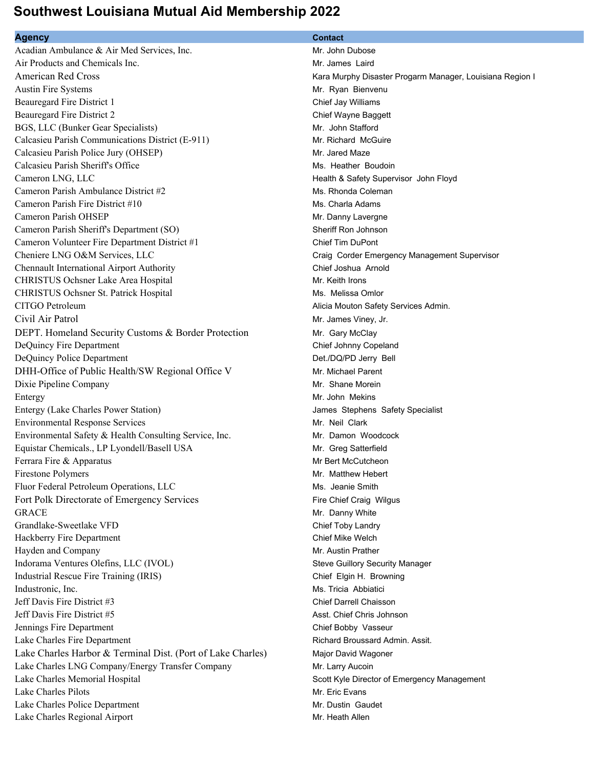# Southwest Louisiana Mutual Aid Membership 2022

| Agency | Contact |
|---|---|
| Acadian Ambulance & Air Med Services, Inc. | Mr. John Dubose |
| Air Products and Chemicals Inc. | Mr. James Laird |
| American Red Cross | Kara Murphy Disaster Progarm Manager, Louisiana Region I |
| Austin Fire Systems | Mr. Ryan Bienvenu |
| Beauregard Fire District 1 | Chief Jay Williams |
| Beauregard Fire District 2 | Chief Wayne Baggett |
| BGS, LLC (Bunker Gear Specialists) | Mr. John Stafford |
| Calcasieu Parish Communications District (E-911) | Mr. Richard McGuire |
| Calcasieu Parish Police Jury (OHSEP) | Mr. Jared Maze |
| Calcasieu Parish Sheriff's Office | Ms. Heather Boudoin |
| Cameron LNG, LLC | Health & Safety Supervisor John Floyd |
| Cameron Parish Ambulance District #2 | Ms. Rhonda Coleman |
| Cameron Parish Fire District #10 | Ms. Charla Adams |
| Cameron Parish OHSEP | Mr. Danny Lavergne |
| Cameron Parish Sheriff's Department (SO) | Sheriff Ron Johnson |
| Cameron Volunteer Fire Department District #1 | Chief Tim DuPont |
| Cheniere LNG O&M Services, LLC | Craig Corder Emergency Management Supervisor |
| Chennault International Airport Authority | Chief Joshua Arnold |
| CHRISTUS Ochsner Lake Area Hospital | Mr. Keith Irons |
| CHRISTUS Ochsner St. Patrick Hospital | Ms. Melissa Omlor |
| CITGO Petroleum | Alicia Mouton Safety Services Admin. |
| Civil Air Patrol | Mr. James Viney, Jr. |
| DEPT. Homeland Security Customs & Border Protection | Mr. Gary McClay |
| DeQuincy Fire Department | Chief Johnny Copeland |
| DeQuincy Police Department | Det./DQ/PD Jerry Bell |
| DHH-Office of Public Health/SW Regional Office V | Mr. Michael Parent |
| Dixie Pipeline Company | Mr. Shane Morein |
| Entergy | Mr. John Mekins |
| Entergy (Lake Charles Power Station) | James Stephens Safety Specialist |
| Environmental Response Services | Mr. Neil Clark |
| Environmental Safety & Health Consulting Service, Inc. | Mr. Damon Woodcock |
| Equistar Chemicals., LP Lyondell/Basell USA | Mr. Greg Satterfield |
| Ferrara Fire & Apparatus | Mr Bert McCutcheon |
| Firestone Polymers | Mr. Matthew Hebert |
| Fluor Federal Petroleum Operations, LLC | Ms. Jeanie Smith |
| Fort Polk Directorate of Emergency Services | Fire Chief Craig Wilgus |
| GRACE | Mr. Danny White |
| Grandlake-Sweetlake VFD | Chief Toby Landry |
| Hackberry Fire Department | Chief Mike Welch |
| Hayden and Company | Mr. Austin Prather |
| Indorama Ventures Olefins, LLC (IVOL) | Steve Guillory Security Manager |
| Industrial Rescue Fire Training (IRIS) | Chief Elgin H. Browning |
| Industronic, Inc. | Ms. Tricia Abbiatici |
| Jeff Davis Fire District #3 | Chief Darrell Chaisson |
| Jeff Davis Fire District #5 | Asst. Chief Chris Johnson |
| Jennings Fire Department | Chief Bobby Vasseur |
| Lake Charles Fire Department | Richard Broussard Admin. Assit. |
| Lake Charles Harbor & Terminal Dist. (Port of Lake Charles) | Major David Wagoner |
| Lake Charles LNG Company/Energy Transfer Company | Mr. Larry Aucoin |
| Lake Charles Memorial Hospital | Scott Kyle Director of Emergency Management |
| Lake Charles Pilots | Mr. Eric Evans |
| Lake Charles Police Department | Mr. Dustin Gaudet |
| Lake Charles Regional Airport | Mr. Heath Allen |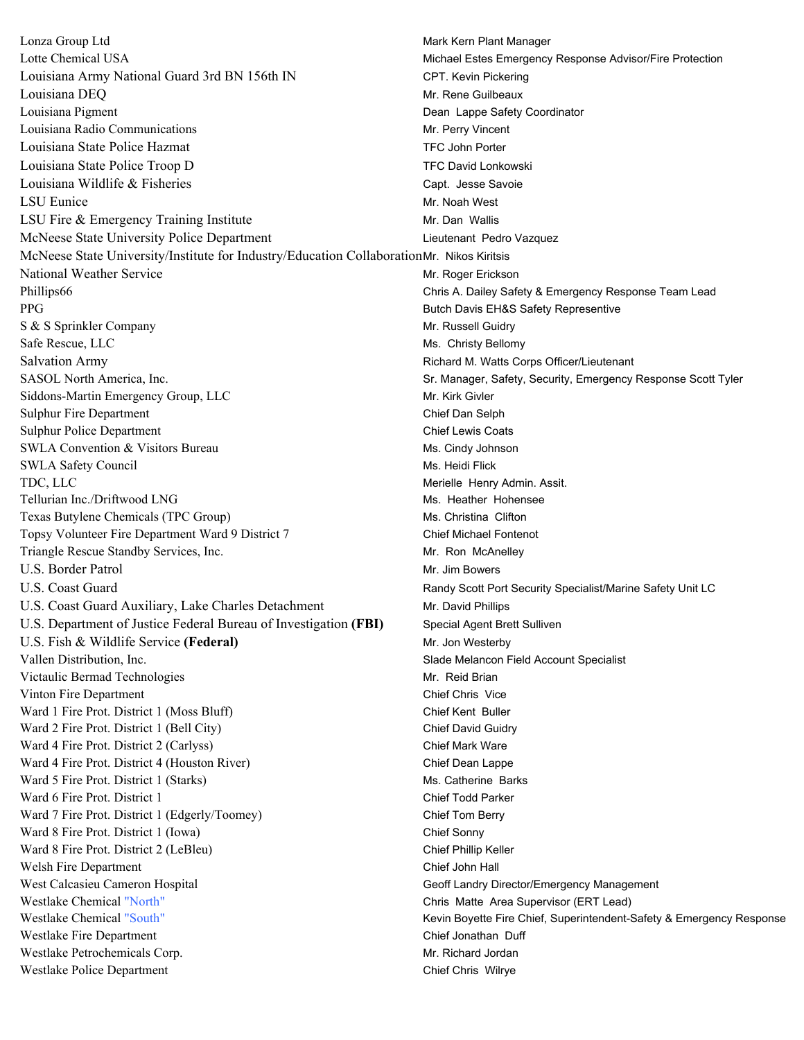| | |
|---|---|
| Lonza Group Ltd | Mark Kern Plant Manager |
| Lotte Chemical USA | Michael Estes Emergency Response Advisor/Fire Protection |
| Louisiana Army National Guard 3rd BN 156th IN | CPT. Kevin Pickering |
| Louisiana DEQ | Mr. Rene Guilbeaux |
| Louisiana Pigment | Dean Lappe Safety Coordinator |
| Louisiana Radio Communications | Mr. Perry Vincent |
| Louisiana State Police Hazmat | TFC John Porter |
| Louisiana State Police Troop D | TFC David Lonkowski |
| Louisiana Wildlife & Fisheries | Capt. Jesse Savoie |
| LSU Eunice | Mr. Noah West |
| LSU Fire & Emergency Training Institute | Mr. Dan Wallis |
| McNeese State University Police Department | Lieutenant Pedro Vazquez |
| McNeese State University/Institute for Industry/Education Collaboration | Mr. Nikos Kiritsis |
| National Weather Service | Mr. Roger Erickson |
| Phillips66 | Chris A. Dailey Safety & Emergency Response Team Lead |
| PPG | Butch Davis EH&S Safety Representive |
| S & S Sprinkler Company | Mr. Russell Guidry |
| Safe Rescue, LLC | Ms. Christy Bellomy |
| Salvation Army | Richard M. Watts Corps Officer/Lieutenant |
| SASOL North America, Inc. | Sr. Manager, Safety, Security, Emergency Response Scott Tyler |
| Siddons-Martin Emergency Group, LLC | Mr. Kirk Givler |
| Sulphur Fire Department | Chief Dan Selph |
| Sulphur Police Department | Chief Lewis Coats |
| SWLA Convention & Visitors Bureau | Ms. Cindy Johnson |
| SWLA Safety Council | Ms. Heidi Flick |
| TDC, LLC | Merielle Henry Admin. Assit. |
| Tellurian Inc./Driftwood LNG | Ms. Heather Hohensee |
| Texas Butylene Chemicals (TPC Group) | Ms. Christina Clifton |
| Topsy Volunteer Fire Department Ward 9 District 7 | Chief Michael Fontenot |
| Triangle Rescue Standby Services, Inc. | Mr. Ron McAnelley |
| U.S. Border Patrol | Mr. Jim Bowers |
| U.S. Coast Guard | Randy Scott Port Security Specialist/Marine Safety Unit LC |
| U.S. Coast Guard Auxiliary, Lake Charles Detachment | Mr. David Phillips |
| U.S. Department of Justice Federal Bureau of Investigation **(FBI)** | Special Agent Brett Sulliven |
| U.S. Fish & Wildlife Service **(Federal)** | Mr. Jon Westerby |
| Vallen Distribution, Inc. | Slade Melancon Field Account Specialist |
| Victaulic Bermad Technologies | Mr. Reid Brian |
| Vinton Fire Department | Chief Chris Vice |
| Ward 1 Fire Prot. District 1 (Moss Bluff) | Chief Kent Buller |
| Ward 2 Fire Prot. District 1 (Bell City) | Chief David Guidry |
| Ward 4 Fire Prot. District 2 (Carlyss) | Chief Mark Ware |
| Ward 4 Fire Prot. District 4 (Houston River) | Chief Dean Lappe |
| Ward 5 Fire Prot. District 1 (Starks) | Ms. Catherine Barks |
| Ward 6 Fire Prot. District 1 | Chief Todd Parker |
| Ward 7 Fire Prot. District 1 (Edgerly/Toomey) | Chief Tom Berry |
| Ward 8 Fire Prot. District 1 (Iowa) | Chief Sonny |
| Ward 8 Fire Prot. District 2 (LeBleu) | Chief Phillip Keller |
| Welsh Fire Department | Chief John Hall |
| West Calcasieu Cameron Hospital | Geoff Landry Director/Emergency Management |
| Westlake Chemical "North" | Chris Matte Area Supervisor (ERT Lead) |
| Westlake Chemical "South" | Kevin Boyette Fire Chief, Superintendent-Safety & Emergency Response |
| Westlake Fire Department | Chief Jonathan Duff |
| Westlake Petrochemicals Corp. | Mr. Richard Jordan |
| Westlake Police Department | Chief Chris Wilrye |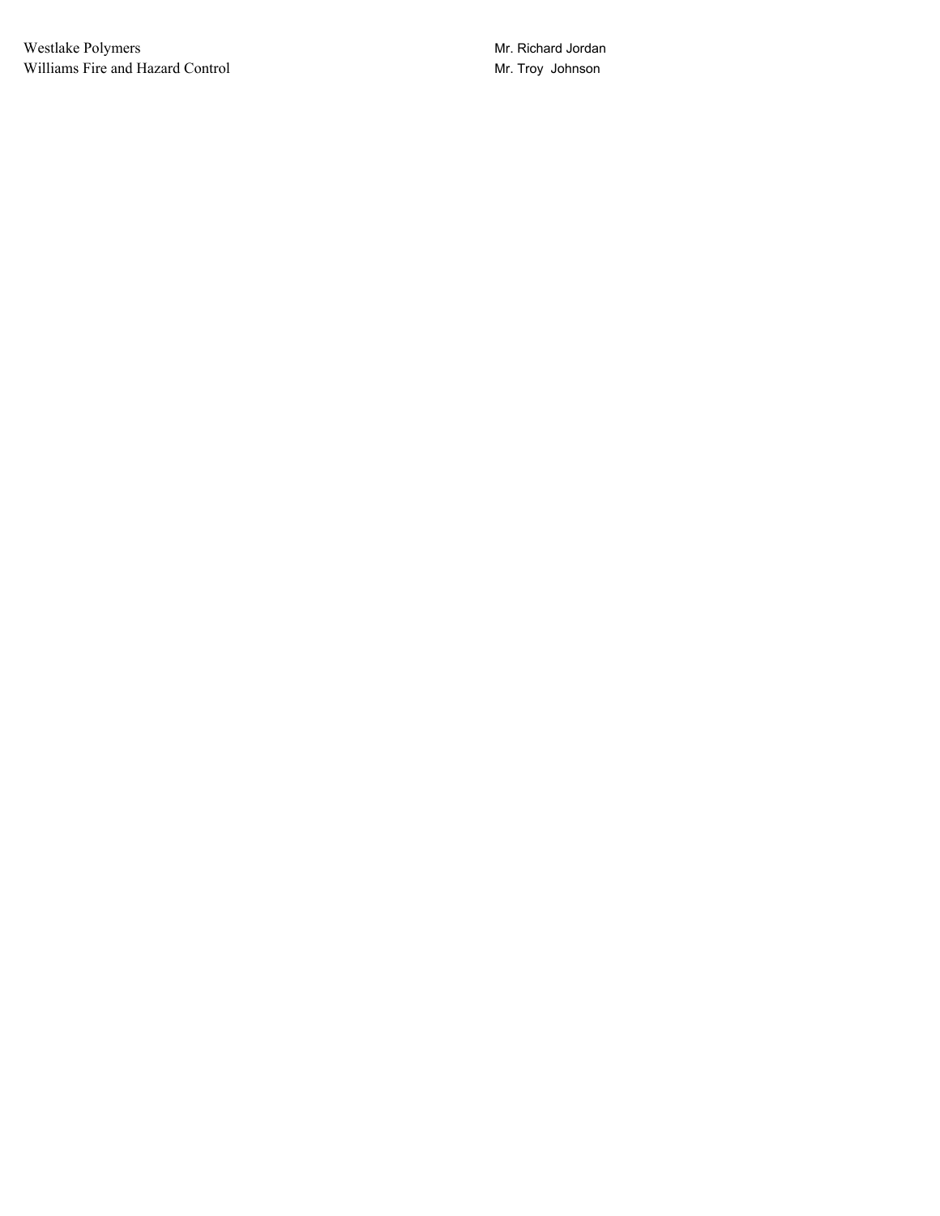| | |
|---|---|
| Westlake Polymers | Mr. Richard Jordan |
| Williams Fire and Hazard Control | Mr. Troy  Johnson |